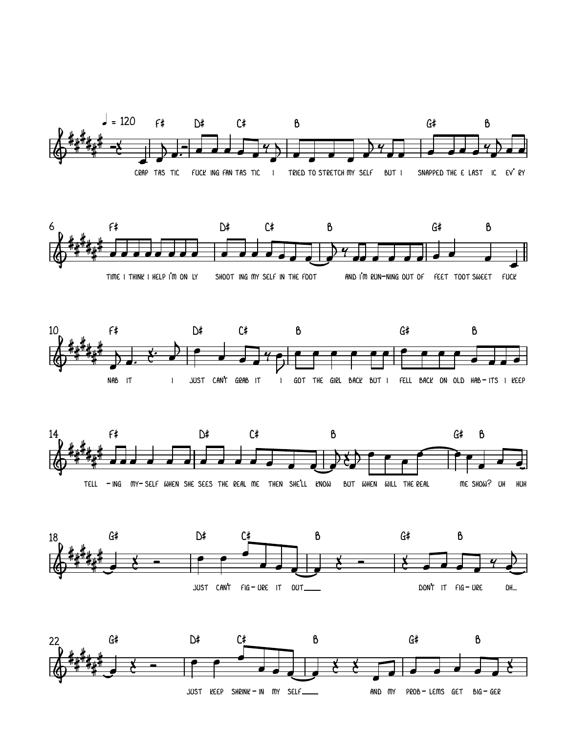♩ = 120

F# D# C# B G# B

CRAP TAS TIC FUCK ING FAN TAS TIC I TRIED TO STRETCH MY SELF BUT I SNAPPED THE E LAST IC EV' RY

6 F# D# C# B G# B

TIME I THINK I HELP I'M ON LY SHOOT ING MY SELF IN THE FOOT AND I'M RUN-NING OUT OF FEET TOOT SWEET FUCK

10 F# D# C# B G# B

NAB IT I JUST CAN'T GRAB IT I GOT THE GIRL BACK BUT I FELL BACK ON OLD HAB – ITS I KEEP

14 F# D# C# B G# B

TELL – ING MY– SELF WHEN SHE SEES THE REAL ME THEN SHE'LL KNOW BUT WHEN WILL THE REAL ME SHOW? UH HUH

18 G# D# C# B G# B

JUST CAN'T FIG – URE IT OUT___ DON'T IT FIG – URE OH...

22 G# D# C# B G# B

JUST KEEP SHRINK – IN MY SELF___ AND MY PROB – LEMS GET BIG – GER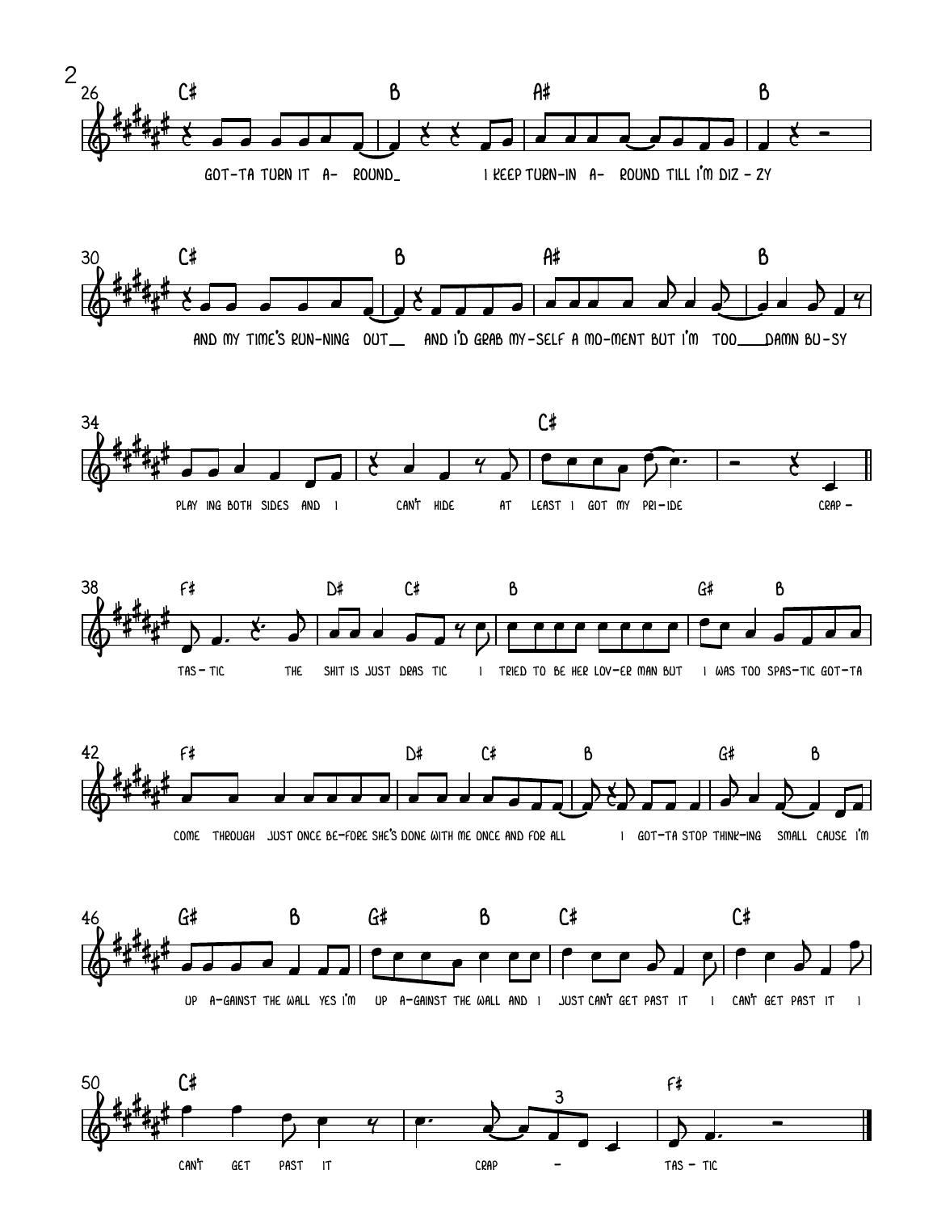26 C# B A# B

GOT-TA TURN IT A- ROUND_ I KEEP TURN-IN A- ROUND TILL I'M DIZ - ZY

30 C# B A# B

AND MY TIME'S RUN-NING OUT__ AND I'D GRAB MY-SELF A MO-MENT BUT I'M TOO___DAMN BU-SY

34 C#

PLAY ING BOTH SIDES AND I CAN'T HIDE AT LEAST I GOT MY PRI-IDE CRAP -

38 F# D# C# B G# B

TAS - TIC THE SHIT IS JUST DRAS TIC I TRIED TO BE HER LOV-ER MAN BUT I WAS TOO SPAS-TIC GOT-TA

42 F# D# C# B G# B

COME THROUGH JUST ONCE BE-FORE SHE'S DONE WITH ME ONCE AND FOR ALL I GOT-TA STOP THINK-ING SMALL CAUSE I'M

46 G# B G# B C# C#

UP A-GAINST THE WALL YES I'M UP A-GAINST THE WALL AND I JUST CAN'T GET PAST IT I CAN'T GET PAST IT I

50 C# F#

CAN'T GET PAST IT CRAP - TAS - TIC